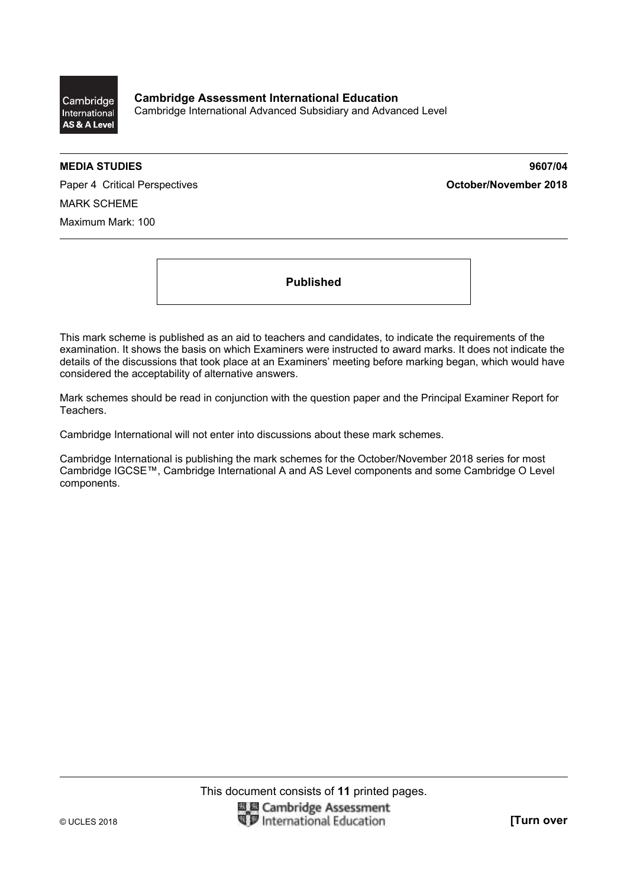**Cambridge Assessment International Education**
Cambridge International Advanced Subsidiary and Advanced Level

**MEDIA STUDIES** **9607/04**

Paper 4 Critical Perspectives **October/November 2018**

MARK SCHEME

Maximum Mark: 100

**Published**

This mark scheme is published as an aid to teachers and candidates, to indicate the requirements of the examination. It shows the basis on which Examiners were instructed to award marks. It does not indicate the details of the discussions that took place at an Examiners' meeting before marking began, which would have considered the acceptability of alternative answers.

Mark schemes should be read in conjunction with the question paper and the Principal Examiner Report for Teachers.

Cambridge International will not enter into discussions about these mark schemes.

Cambridge International is publishing the mark schemes for the October/November 2018 series for most Cambridge IGCSE™, Cambridge International A and AS Level components and some Cambridge O Level components.

This document consists of **11** printed pages.

© UCLES 2018 **[Turn over**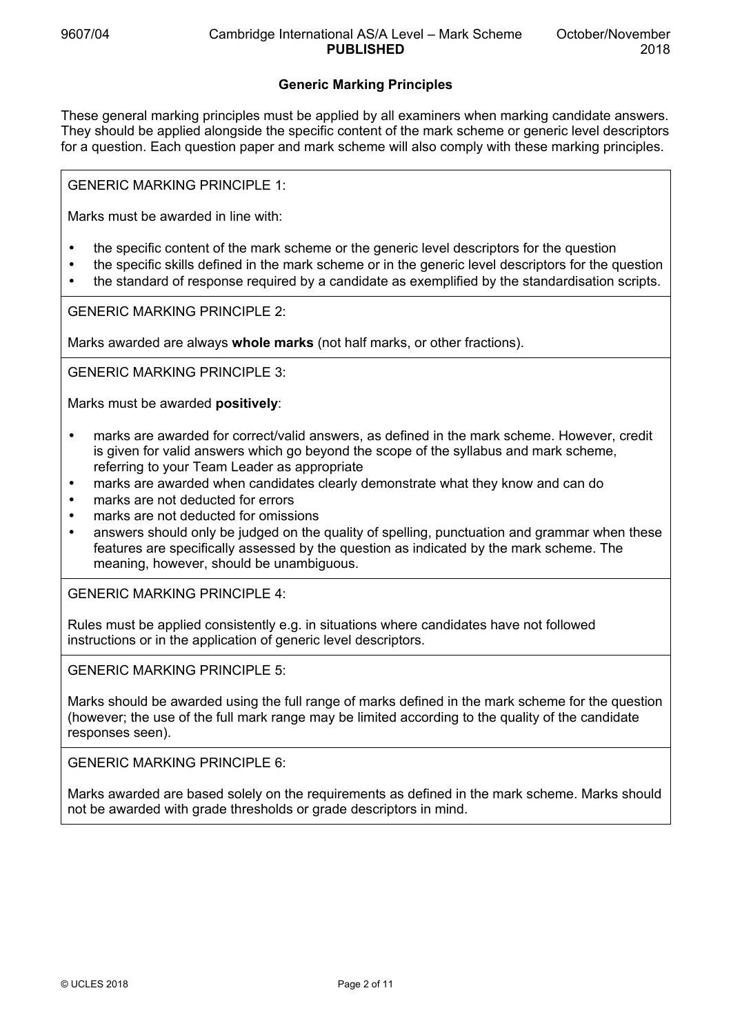## Generic Marking Principles

These general marking principles must be applied by all examiners when marking candidate answers. They should be applied alongside the specific content of the mark scheme or generic level descriptors for a question. Each question paper and mark scheme will also comply with these marking principles.

GENERIC MARKING PRINCIPLE 1:

Marks must be awarded in line with:

- the specific content of the mark scheme or the generic level descriptors for the question
- the specific skills defined in the mark scheme or in the generic level descriptors for the question
- the standard of response required by a candidate as exemplified by the standardisation scripts.

GENERIC MARKING PRINCIPLE 2:

Marks awarded are always **whole marks** (not half marks, or other fractions).

GENERIC MARKING PRINCIPLE 3:

Marks must be awarded **positively**:

- marks are awarded for correct/valid answers, as defined in the mark scheme. However, credit is given for valid answers which go beyond the scope of the syllabus and mark scheme, referring to your Team Leader as appropriate
- marks are awarded when candidates clearly demonstrate what they know and can do
- marks are not deducted for errors
- marks are not deducted for omissions
- answers should only be judged on the quality of spelling, punctuation and grammar when these features are specifically assessed by the question as indicated by the mark scheme. The meaning, however, should be unambiguous.

GENERIC MARKING PRINCIPLE 4:

Rules must be applied consistently e.g. in situations where candidates have not followed instructions or in the application of generic level descriptors.

GENERIC MARKING PRINCIPLE 5:

Marks should be awarded using the full range of marks defined in the mark scheme for the question (however; the use of the full mark range may be limited according to the quality of the candidate responses seen).

GENERIC MARKING PRINCIPLE 6:

Marks awarded are based solely on the requirements as defined in the mark scheme. Marks should not be awarded with grade thresholds or grade descriptors in mind.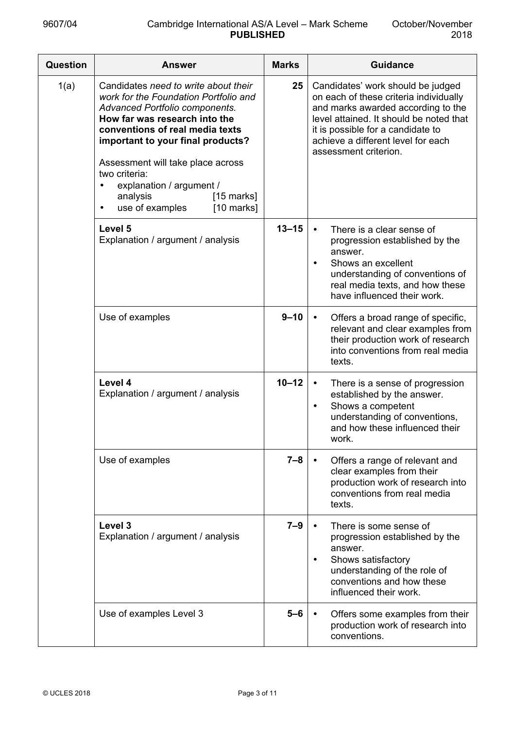| Question | Answer | Marks | Guidance |
|---|---|---|---|
| 1(a) | Candidates *need to write about their work for the Foundation Portfolio and Advanced Portfolio components.* **How far was research into the conventions of real media texts important to your final products?** Assessment will take place across two criteria: • explanation / argument / analysis [15 marks] • use of examples [10 marks] | 25 | Candidates' work should be judged on each of these criteria individually and marks awarded according to the level attained. It should be noted that it is possible for a candidate to achieve a different level for each assessment criterion. |
| | **Level 5** Explanation / argument / analysis | 13–15 | • There is a clear sense of progression established by the answer. • Shows an excellent understanding of conventions of real media texts, and how these have influenced their work. |
| | Use of examples | 9–10 | • Offers a broad range of specific, relevant and clear examples from their production work of research into conventions from real media texts. |
| | **Level 4** Explanation / argument / analysis | 10–12 | • There is a sense of progression established by the answer. • Shows a competent understanding of conventions, and how these influenced their work. |
| | Use of examples | 7–8 | • Offers a range of relevant and clear examples from their production work of research into conventions from real media texts. |
| | **Level 3** Explanation / argument / analysis | 7–9 | • There is some sense of progression established by the answer. • Shows satisfactory understanding of the role of conventions and how these influenced their work. |
| | Use of examples Level 3 | 5–6 | • Offers some examples from their production work of research into conventions. |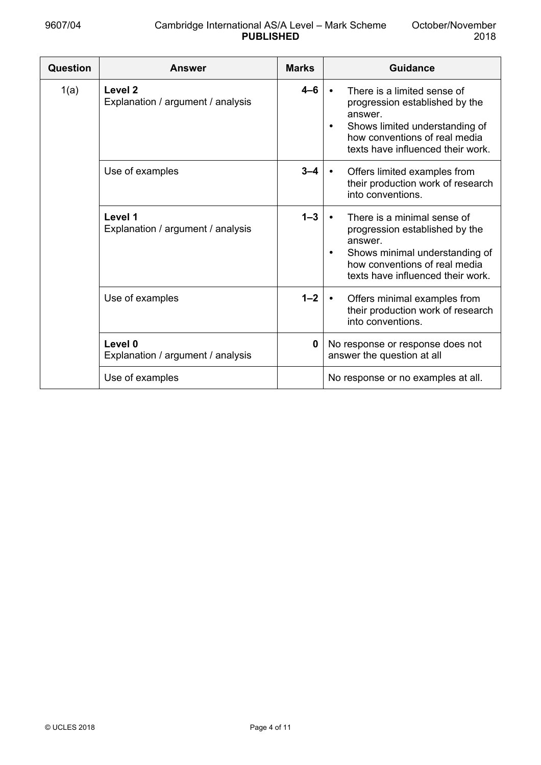| Question | Answer | Marks | Guidance |
|---|---|---|---|
| 1(a) | **Level 2**<br>Explanation / argument / analysis | **4–6** | • There is a limited sense of progression established by the answer.<br>• Shows limited understanding of how conventions of real media texts have influenced their work. |
| | Use of examples | **3–4** | • Offers limited examples from their production work of research into conventions. |
| | **Level 1**<br>Explanation / argument / analysis | **1–3** | • There is a minimal sense of progression established by the answer.<br>• Shows minimal understanding of how conventions of real media texts have influenced their work. |
| | Use of examples | **1–2** | • Offers minimal examples from their production work of research into conventions. |
| | **Level 0**<br>Explanation / argument / analysis | **0** | No response or response does not answer the question at all |
| | Use of examples | | No response or no examples at all. |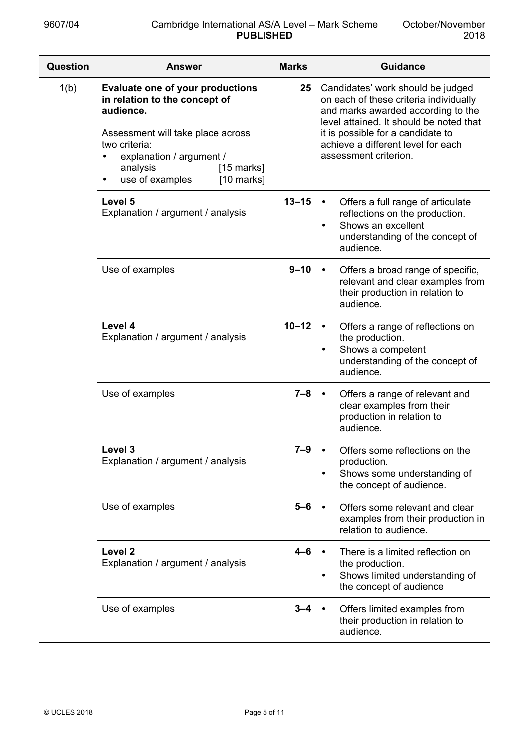| Question | Answer | Marks | Guidance |
| --- | --- | --- | --- |
| 1(b) | **Evaluate one of your productions in relation to the concept of audience.**<br><br>Assessment will take place across two criteria:<br>• explanation / argument / analysis [15 marks]<br>• use of examples [10 marks] | 25 | Candidates' work should be judged on each of these criteria individually and marks awarded according to the level attained. It should be noted that it is possible for a candidate to achieve a different level for each assessment criterion. |
| | **Level 5**<br>Explanation / argument / analysis | 13–15 | • Offers a full range of articulate reflections on the production.<br>• Shows an excellent understanding of the concept of audience. |
| | Use of examples | 9–10 | • Offers a broad range of specific, relevant and clear examples from their production in relation to audience. |
| | **Level 4**<br>Explanation / argument / analysis | 10–12 | • Offers a range of reflections on the production.<br>• Shows a competent understanding of the concept of audience. |
| | Use of examples | 7–8 | • Offers a range of relevant and clear examples from their production in relation to audience. |
| | **Level 3**<br>Explanation / argument / analysis | 7–9 | • Offers some reflections on the production.<br>• Shows some understanding of the concept of audience. |
| | Use of examples | 5–6 | • Offers some relevant and clear examples from their production in relation to audience. |
| | **Level 2**<br>Explanation / argument / analysis | 4–6 | • There is a limited reflection on the production.<br>• Shows limited understanding of the concept of audience |
| | Use of examples | 3–4 | • Offers limited examples from their production in relation to audience. |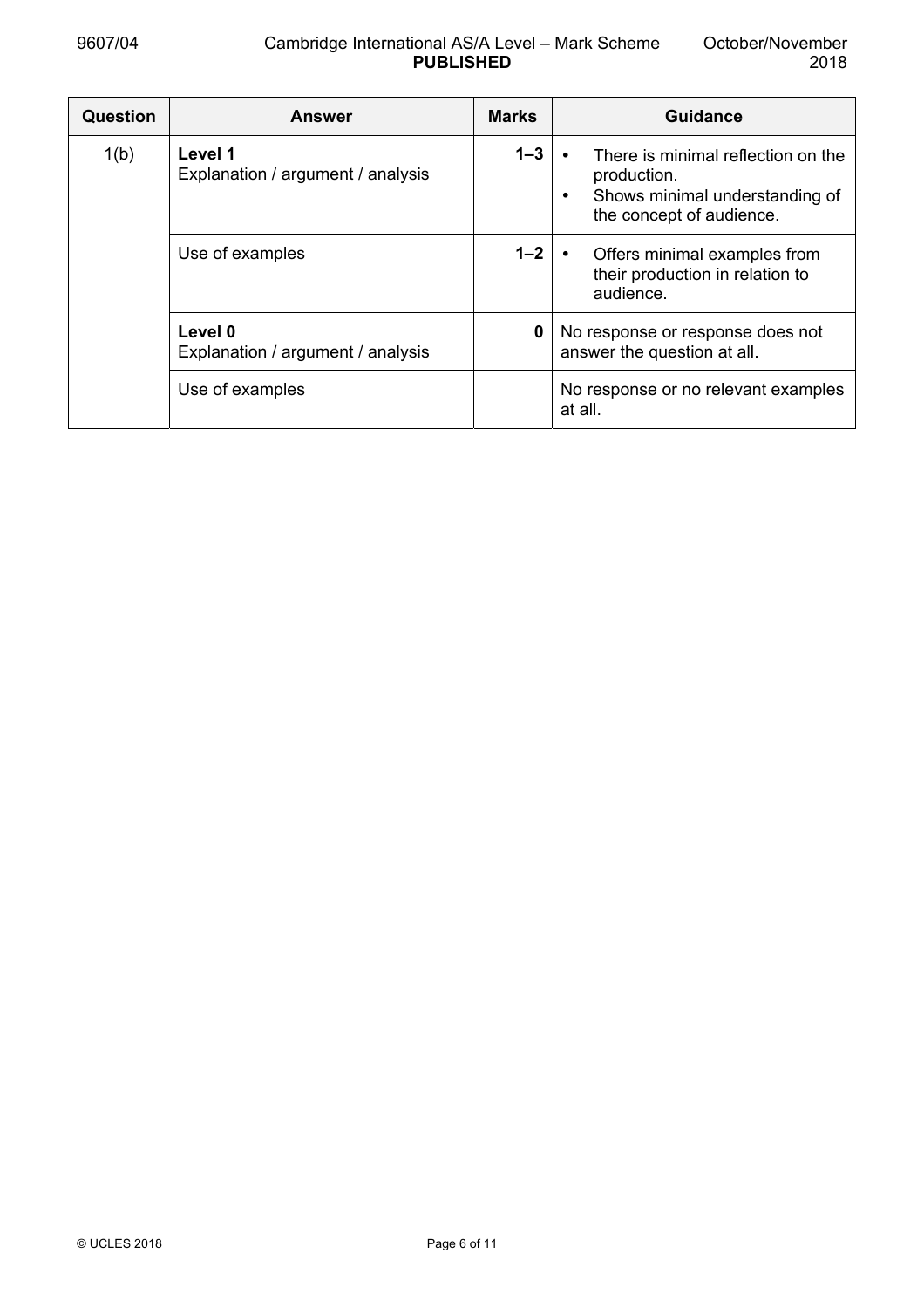| Question | Answer | Marks | Guidance |
|---|---|---|---|
| 1(b) | **Level 1**<br>Explanation / argument / analysis | **1–3** | • There is minimal reflection on the production.<br>• Shows minimal understanding of the concept of audience. |
| | Use of examples | **1–2** | • Offers minimal examples from their production in relation to audience. |
| | **Level 0**<br>Explanation / argument / analysis | **0** | No response or response does not answer the question at all. |
| | Use of examples | | No response or no relevant examples at all. |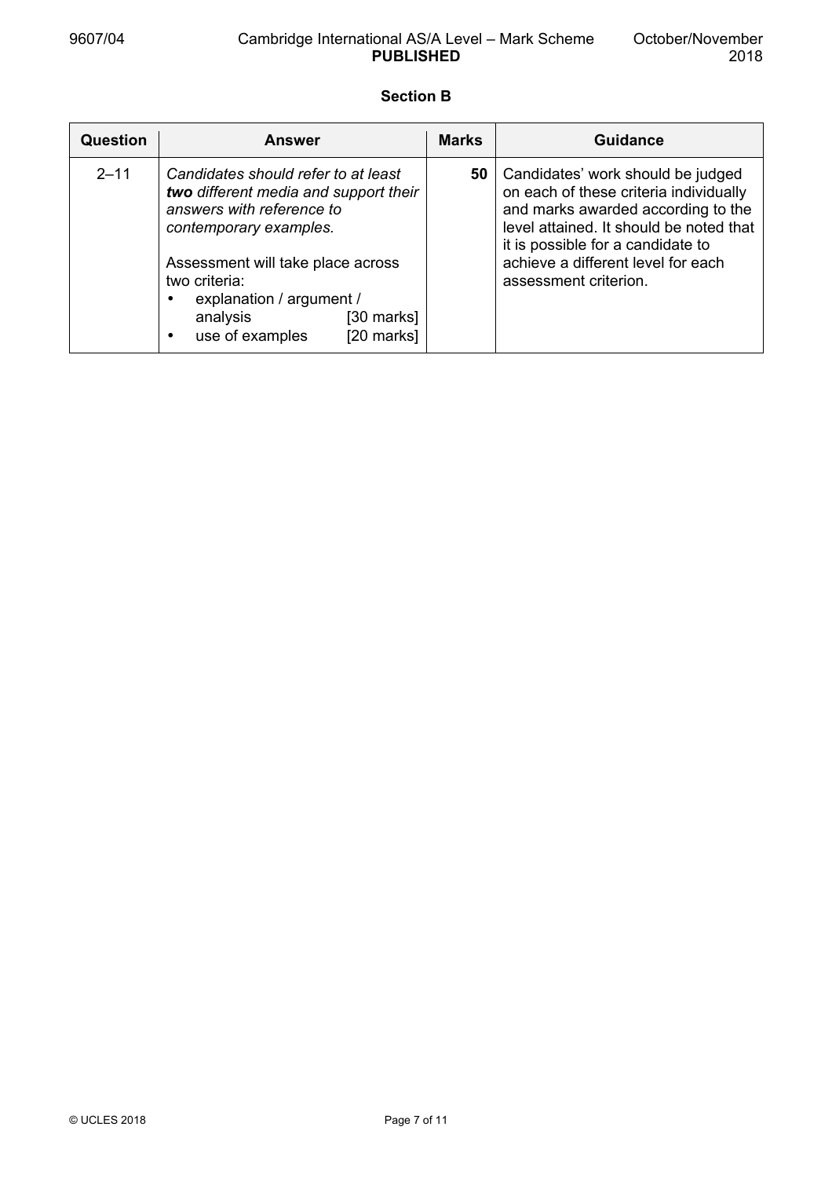## Section B

| Question | Answer | Marks | Guidance |
|---|---|---|---|
| 2–11 | *Candidates should refer to at least **two** different media and support their answers with reference to contemporary examples.*<br><br>Assessment will take place across two criteria:<br>• explanation / argument / analysis [30 marks]<br>• use of examples [20 marks] | **50** | Candidates' work should be judged on each of these criteria individually and marks awarded according to the level attained. It should be noted that it is possible for a candidate to achieve a different level for each assessment criterion. |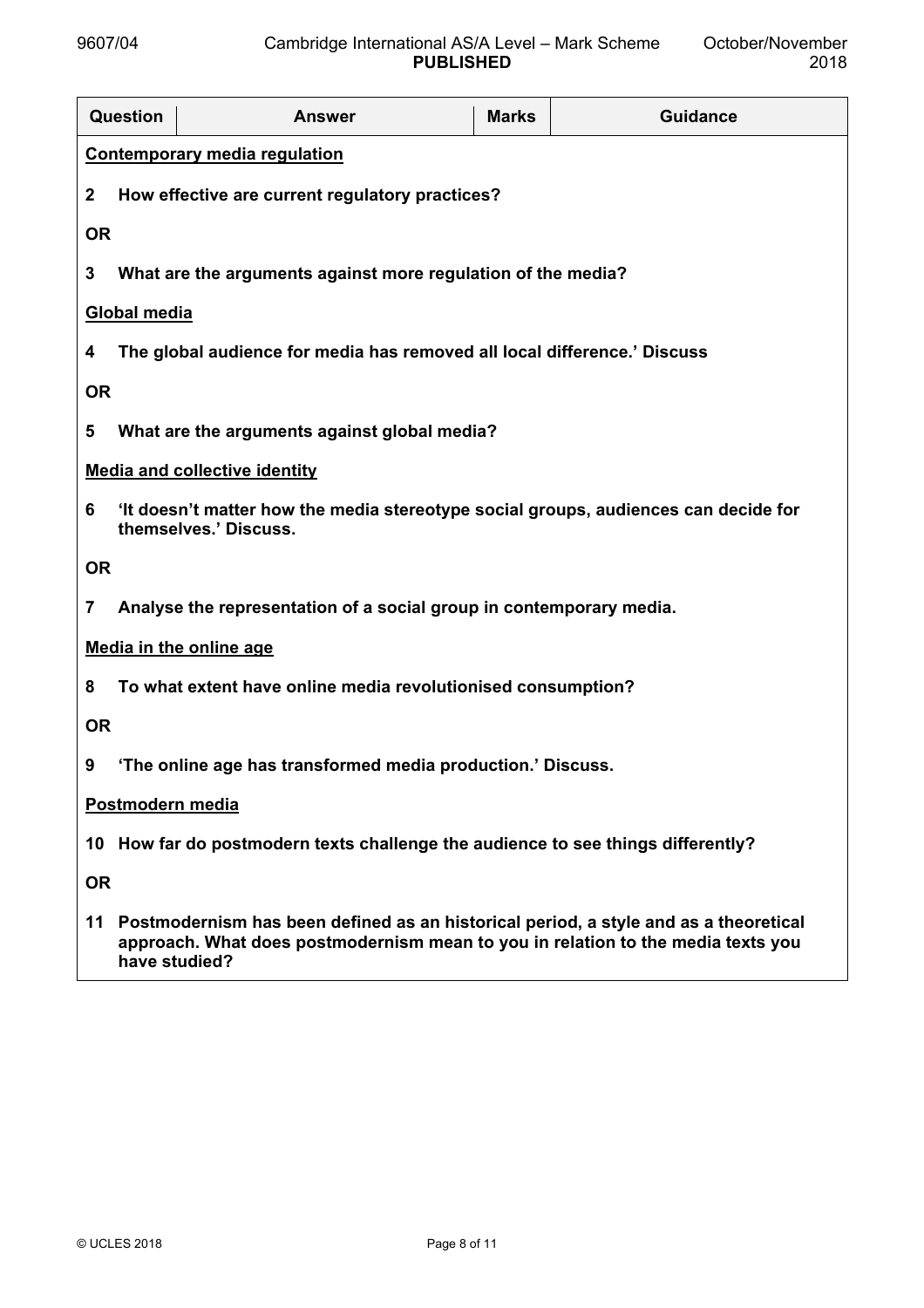| Question | Answer | Marks | Guidance |
|---|---|---|---|
| **Contemporary media regulation** | | | |
| **2** | **How effective are current regulatory practices?** | | |
| **OR** | | | |
| **3** | **What are the arguments against more regulation of the media?** | | |
| **Global media** | | | |
| **4** | **The global audience for media has removed all local difference.' Discuss** | | |
| **OR** | | | |
| **5** | **What are the arguments against global media?** | | |
| **Media and collective identity** | | | |
| **6** | **'It doesn't matter how the media stereotype social groups, audiences can decide for themselves.' Discuss.** | | |
| **OR** | | | |
| **7** | **Analyse the representation of a social group in contemporary media.** | | |
| **Media in the online age** | | | |
| **8** | **To what extent have online media revolutionised consumption?** | | |
| **OR** | | | |
| **9** | **'The online age has transformed media production.' Discuss.** | | |
| **Postmodern media** | | | |
| **10** | **How far do postmodern texts challenge the audience to see things differently?** | | |
| **OR** | | | |
| **11** | **Postmodernism has been defined as an historical period, a style and as a theoretical approach. What does postmodernism mean to you in relation to the media texts you have studied?** | | |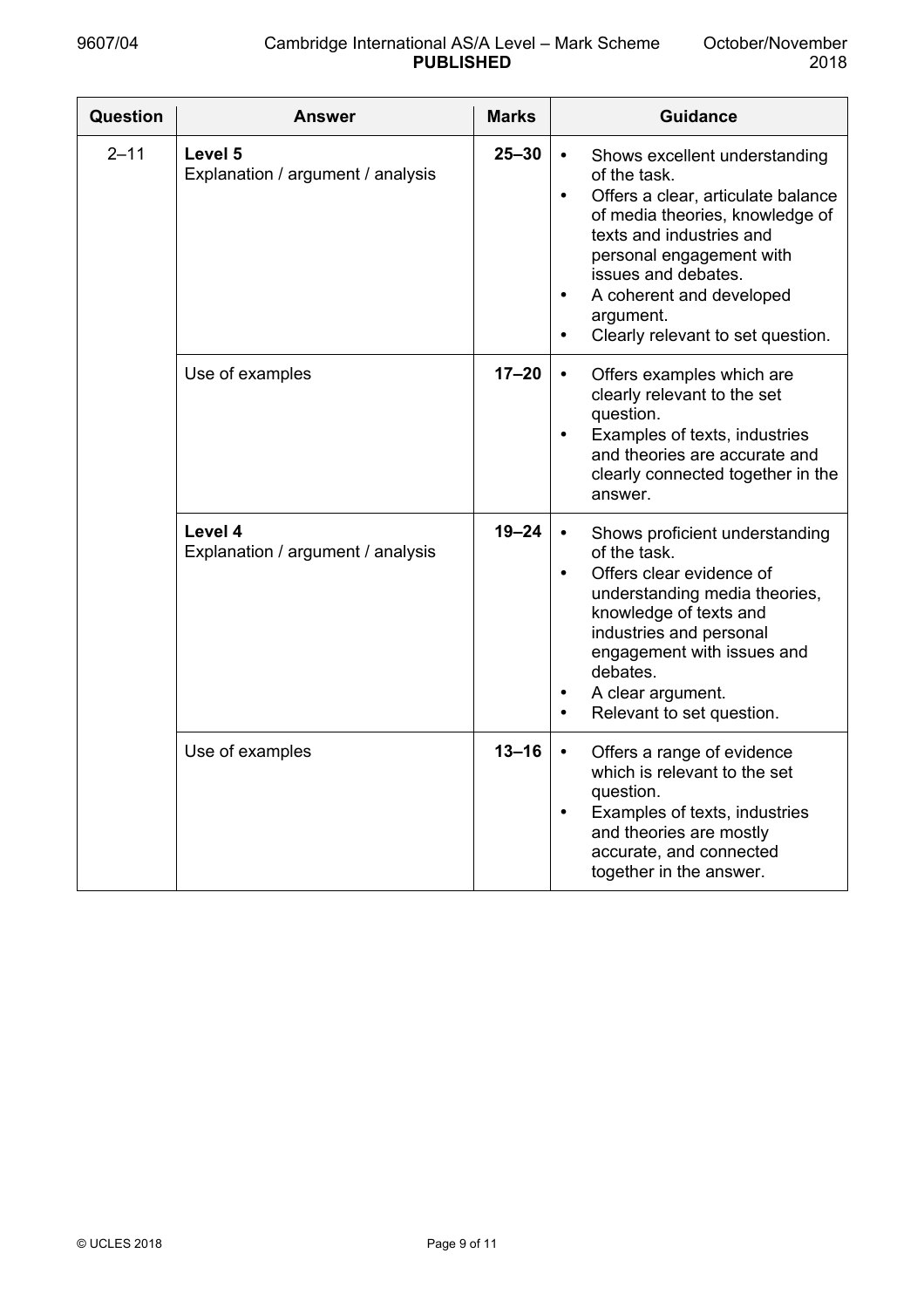| Question | Answer | Marks | Guidance |
|---|---|---|---|
| 2–11 | **Level 5**<br>Explanation / argument / analysis | **25–30** | • Shows excellent understanding of the task.<br>• Offers a clear, articulate balance of media theories, knowledge of texts and industries and personal engagement with issues and debates.<br>• A coherent and developed argument.<br>• Clearly relevant to set question. |
| | Use of examples | **17–20** | • Offers examples which are clearly relevant to the set question.<br>• Examples of texts, industries and theories are accurate and clearly connected together in the answer. |
| | **Level 4**<br>Explanation / argument / analysis | **19–24** | • Shows proficient understanding of the task.<br>• Offers clear evidence of understanding media theories, knowledge of texts and industries and personal engagement with issues and debates.<br>• A clear argument.<br>• Relevant to set question. |
| | Use of examples | **13–16** | • Offers a range of evidence which is relevant to the set question.<br>• Examples of texts, industries and theories are mostly accurate, and connected together in the answer. |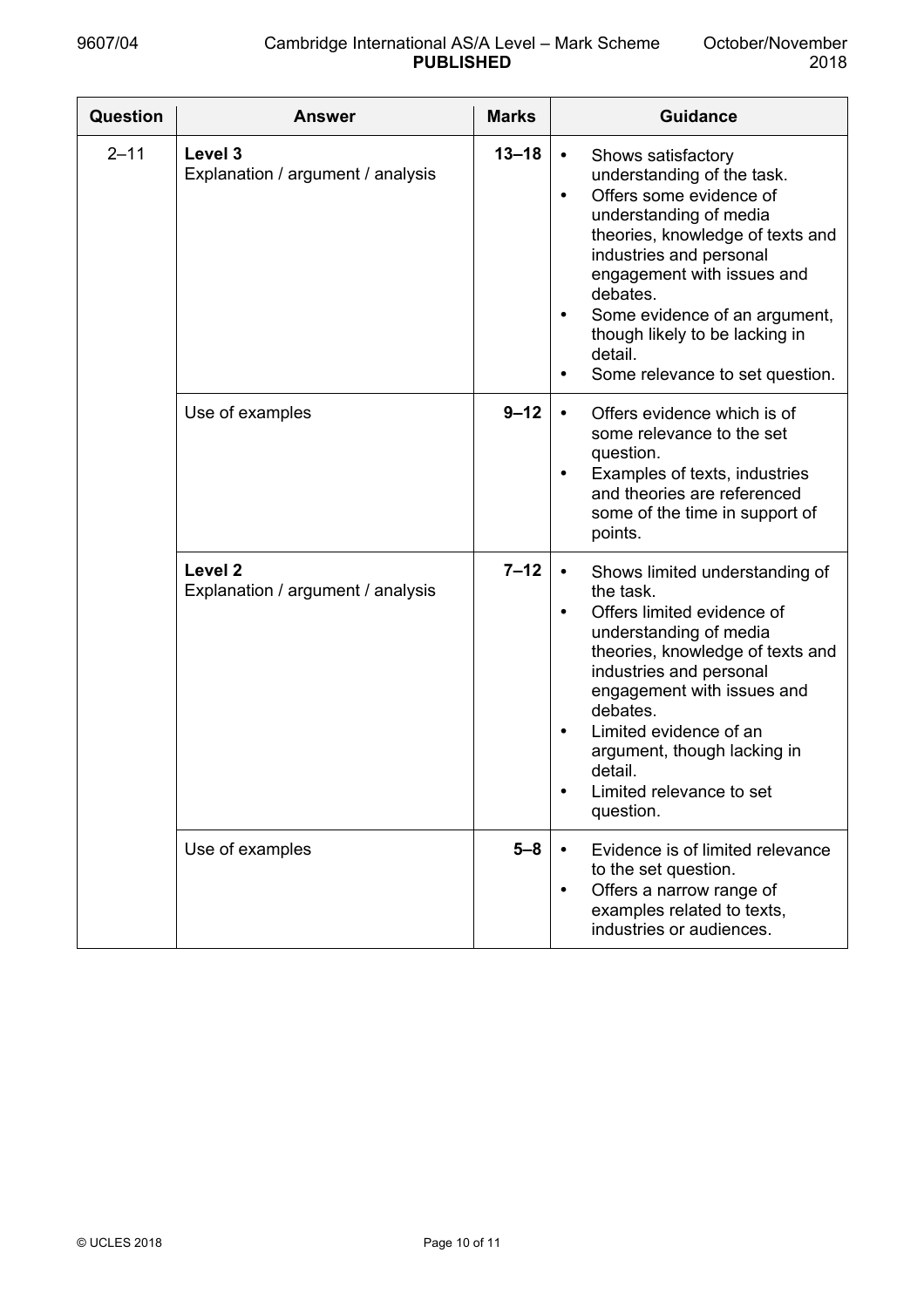| Question | Answer | Marks | Guidance |
|---|---|---|---|
| 2–11 | **Level 3**<br>Explanation / argument / analysis | **13–18** | • Shows satisfactory understanding of the task.<br>• Offers some evidence of understanding of media theories, knowledge of texts and industries and personal engagement with issues and debates.<br>• Some evidence of an argument, though likely to be lacking in detail.<br>• Some relevance to set question. |
| | Use of examples | **9–12** | • Offers evidence which is of some relevance to the set question.<br>• Examples of texts, industries and theories are referenced some of the time in support of points. |
| | **Level 2**<br>Explanation / argument / analysis | **7–12** | • Shows limited understanding of the task.<br>• Offers limited evidence of understanding of media theories, knowledge of texts and industries and personal engagement with issues and debates.<br>• Limited evidence of an argument, though lacking in detail.<br>• Limited relevance to set question. |
| | Use of examples | **5–8** | • Evidence is of limited relevance to the set question.<br>• Offers a narrow range of examples related to texts, industries or audiences. |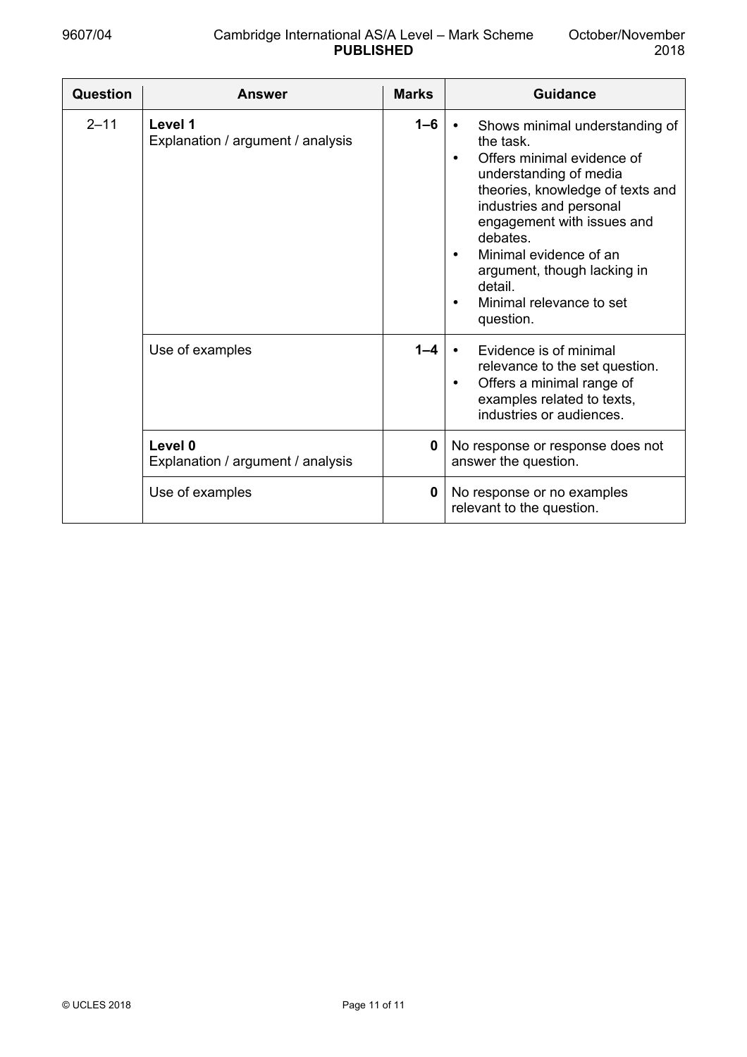| Question | Answer | Marks | Guidance |
|---|---|---|---|
| 2–11 | **Level 1**<br>Explanation / argument / analysis | **1–6** | • Shows minimal understanding of the task.<br>• Offers minimal evidence of understanding of media theories, knowledge of texts and industries and personal engagement with issues and debates.<br>• Minimal evidence of an argument, though lacking in detail.<br>• Minimal relevance to set question. |
| | Use of examples | **1–4** | • Evidence is of minimal relevance to the set question.<br>• Offers a minimal range of examples related to texts, industries or audiences. |
| | **Level 0**<br>Explanation / argument / analysis | **0** | No response or response does not answer the question. |
| | Use of examples | **0** | No response or no examples relevant to the question. |